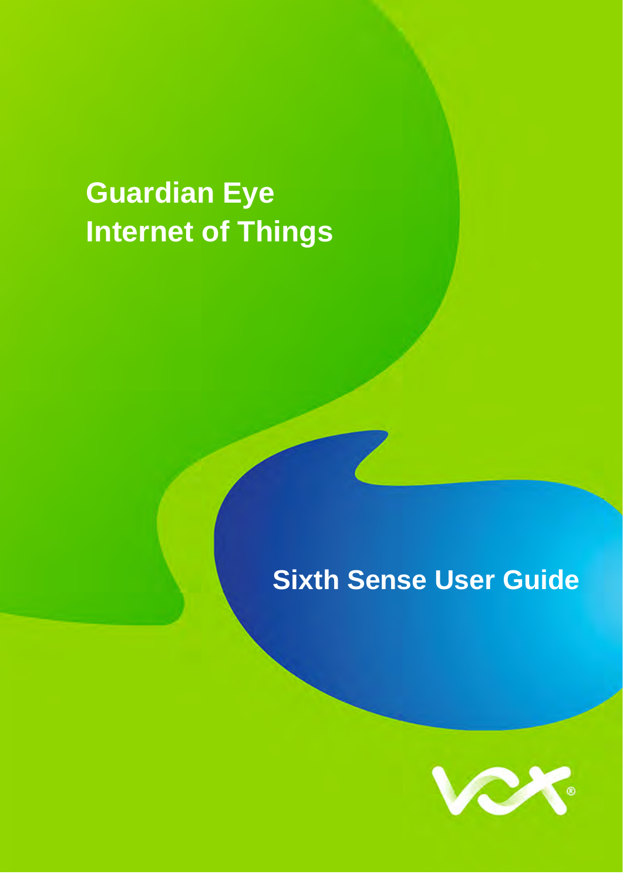# Guardian Eye
# Internet of Things

## Sixth Sense User Guide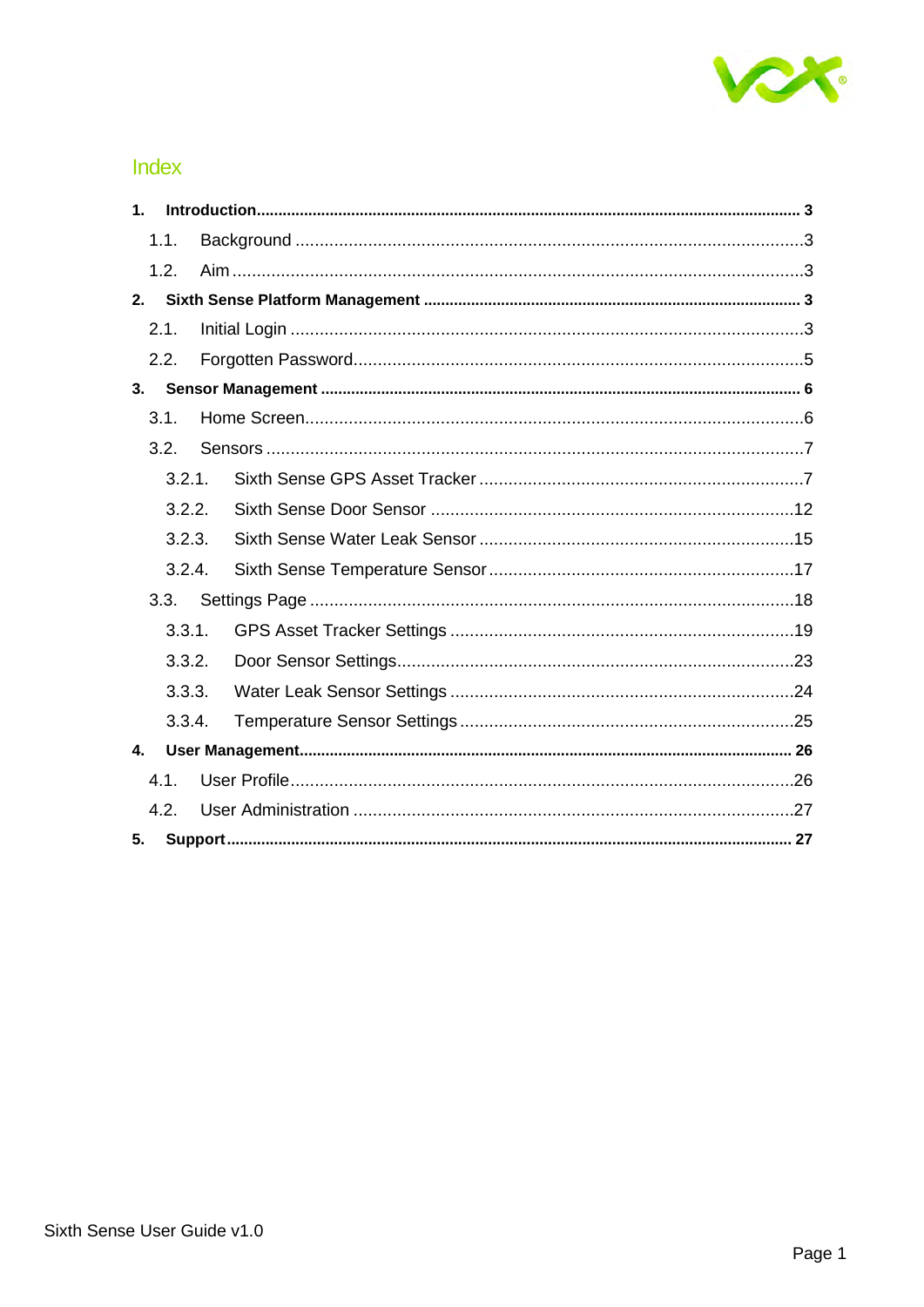## Index

1. **Introduction** ........................................................ **3**
   - 1.1. Background ........................................................ 3
   - 1.2. Aim ........................................................ 3
2. **Sixth Sense Platform Management** ........................................................ **3**
   - 2.1. Initial Login ........................................................ 3
   - 2.2. Forgotten Password ........................................................ 5
3. **Sensor Management** ........................................................ **6**
   - 3.1. Home Screen ........................................................ 6
   - 3.2. Sensors ........................................................ 7
     - 3.2.1. Sixth Sense GPS Asset Tracker ........................................................ 7
     - 3.2.2. Sixth Sense Door Sensor ........................................................ 12
     - 3.2.3. Sixth Sense Water Leak Sensor ........................................................ 15
     - 3.2.4. Sixth Sense Temperature Sensor ........................................................ 17
   - 3.3. Settings Page ........................................................ 18
     - 3.3.1. GPS Asset Tracker Settings ........................................................ 19
     - 3.3.2. Door Sensor Settings ........................................................ 23
     - 3.3.3. Water Leak Sensor Settings ........................................................ 24
     - 3.3.4. Temperature Sensor Settings ........................................................ 25
4. **User Management** ........................................................ **26**
   - 4.1. User Profile ........................................................ 26
   - 4.2. User Administration ........................................................ 27
5. **Support** ........................................................ **27**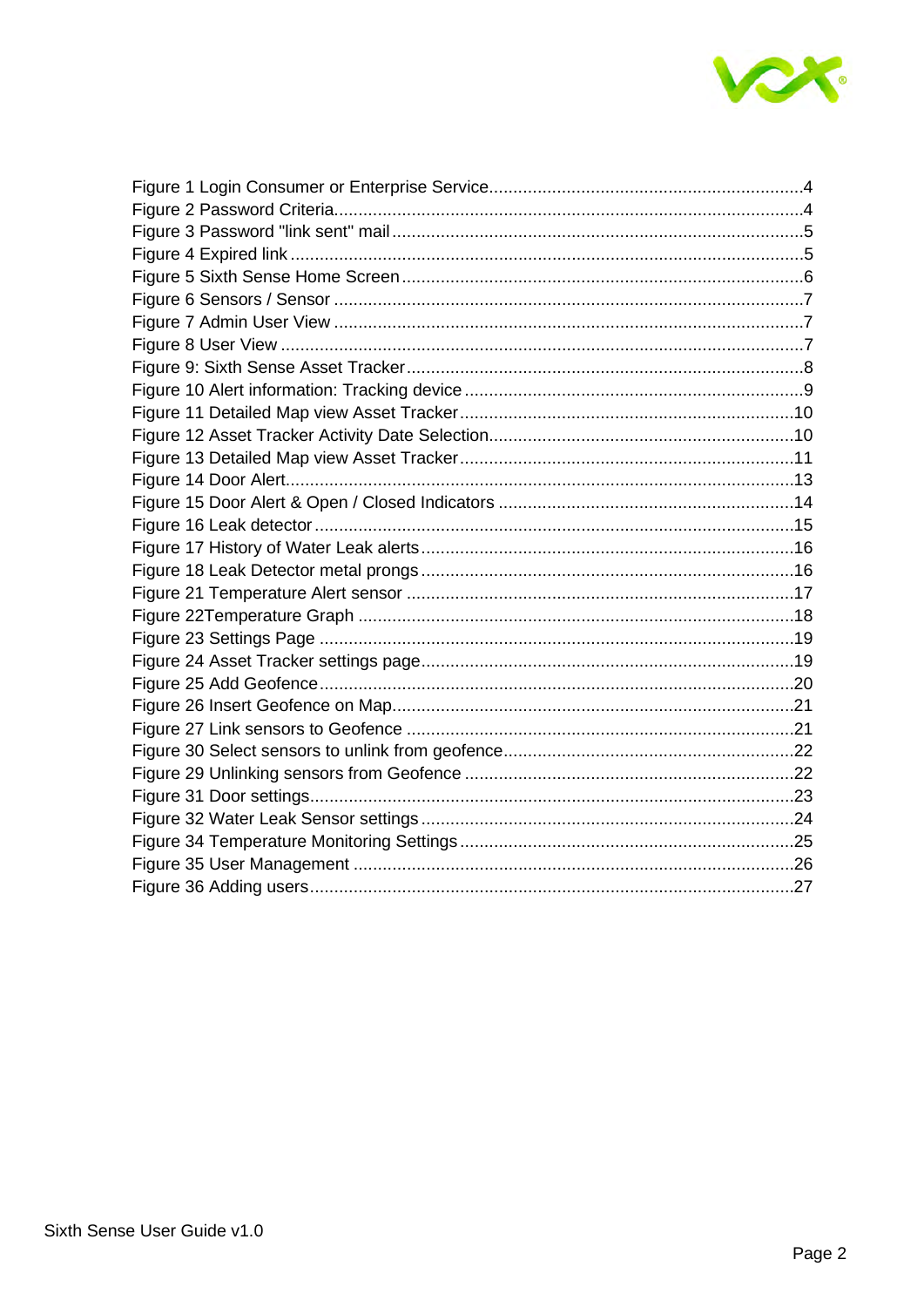Figure 1 Login Consumer or Enterprise Service................................................................4
Figure 2 Password Criteria...............................................................................................4
Figure 3 Password "link sent" mail....................................................................................5
Figure 4 Expired link.........................................................................................................5
Figure 5 Sixth Sense Home Screen..................................................................................6
Figure 6 Sensors / Sensor ................................................................................................7
Figure 7 Admin User View ................................................................................................7
Figure 8 User View ...........................................................................................................7
Figure 9: Sixth Sense Asset Tracker.................................................................................8
Figure 10 Alert information: Tracking device .....................................................................9
Figure 11 Detailed Map view Asset Tracker....................................................................10
Figure 12 Asset Tracker Activity Date Selection..............................................................10
Figure 13 Detailed Map view Asset Tracker....................................................................11
Figure 14 Door Alert........................................................................................................13
Figure 15 Door Alert & Open / Closed Indicators ............................................................14
Figure 16 Leak detector..................................................................................................15
Figure 17 History of Water Leak alerts............................................................................16
Figure 18 Leak Detector metal prongs............................................................................16
Figure 21 Temperature Alert sensor ...............................................................................17
Figure 22Temperature Graph .........................................................................................18
Figure 23 Settings Page .................................................................................................19
Figure 24 Asset Tracker settings page............................................................................19
Figure 25 Add Geofence.................................................................................................20
Figure 26 Insert Geofence on Map..................................................................................21
Figure 27 Link sensors to Geofence ...............................................................................21
Figure 30 Select sensors to unlink from geofence...........................................................22
Figure 29 Unlinking sensors from Geofence ...................................................................22
Figure 31 Door settings...................................................................................................23
Figure 32 Water Leak Sensor settings ............................................................................24
Figure 34 Temperature Monitoring Settings.....................................................................25
Figure 35 User Management ..........................................................................................26
Figure 36 Adding users...................................................................................................27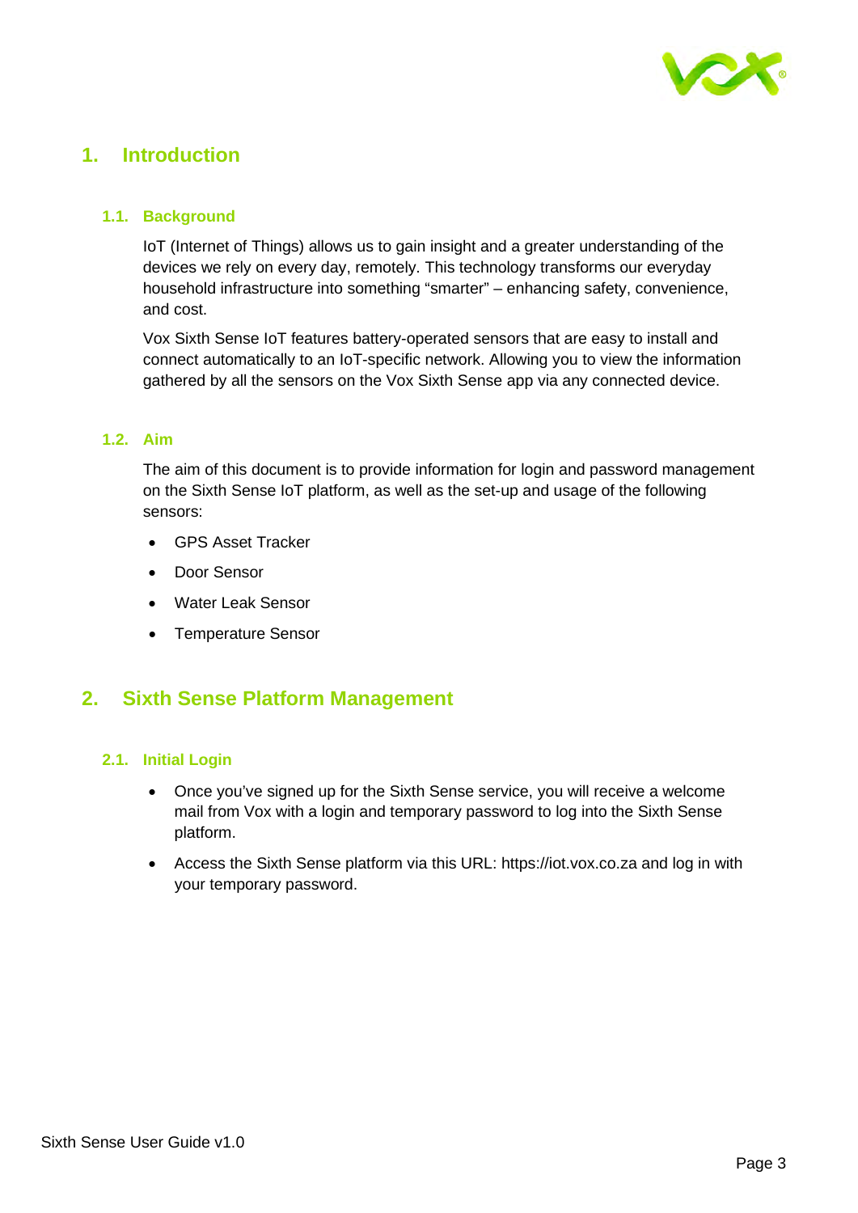# 1. Introduction

## 1.1. Background

IoT (Internet of Things) allows us to gain insight and a greater understanding of the devices we rely on every day, remotely. This technology transforms our everyday household infrastructure into something “smarter” – enhancing safety, convenience, and cost.

Vox Sixth Sense IoT features battery-operated sensors that are easy to install and connect automatically to an IoT-specific network. Allowing you to view the information gathered by all the sensors on the Vox Sixth Sense app via any connected device.

## 1.2. Aim

The aim of this document is to provide information for login and password management on the Sixth Sense IoT platform, as well as the set-up and usage of the following sensors:

- GPS Asset Tracker
- Door Sensor
- Water Leak Sensor
- Temperature Sensor

# 2. Sixth Sense Platform Management

## 2.1. Initial Login

- Once you’ve signed up for the Sixth Sense service, you will receive a welcome mail from Vox with a login and temporary password to log into the Sixth Sense platform.
- Access the Sixth Sense platform via this URL: https://iot.vox.co.za and log in with your temporary password.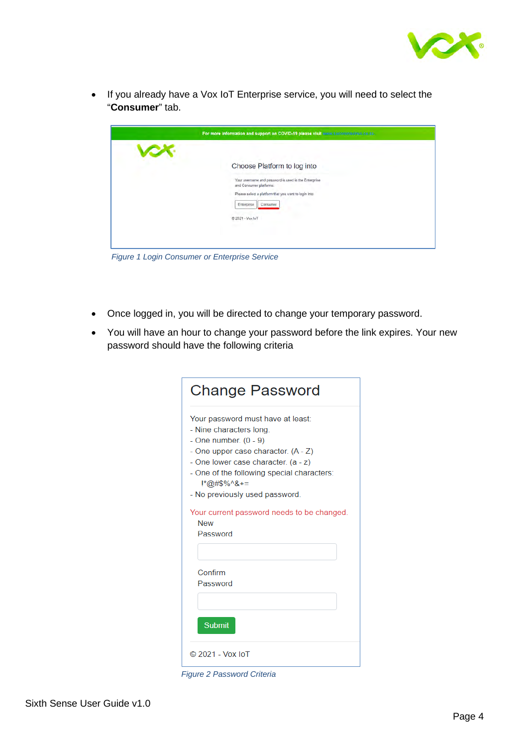- If you already have a Vox IoT Enterprise service, you will need to select the "**Consumer**" tab.

*Figure 1 Login Consumer or Enterprise Service*

- Once logged in, you will be directed to change your temporary password.
- You will have an hour to change your password before the link expires. Your new password should have the following criteria

*Figure 2 Password Criteria*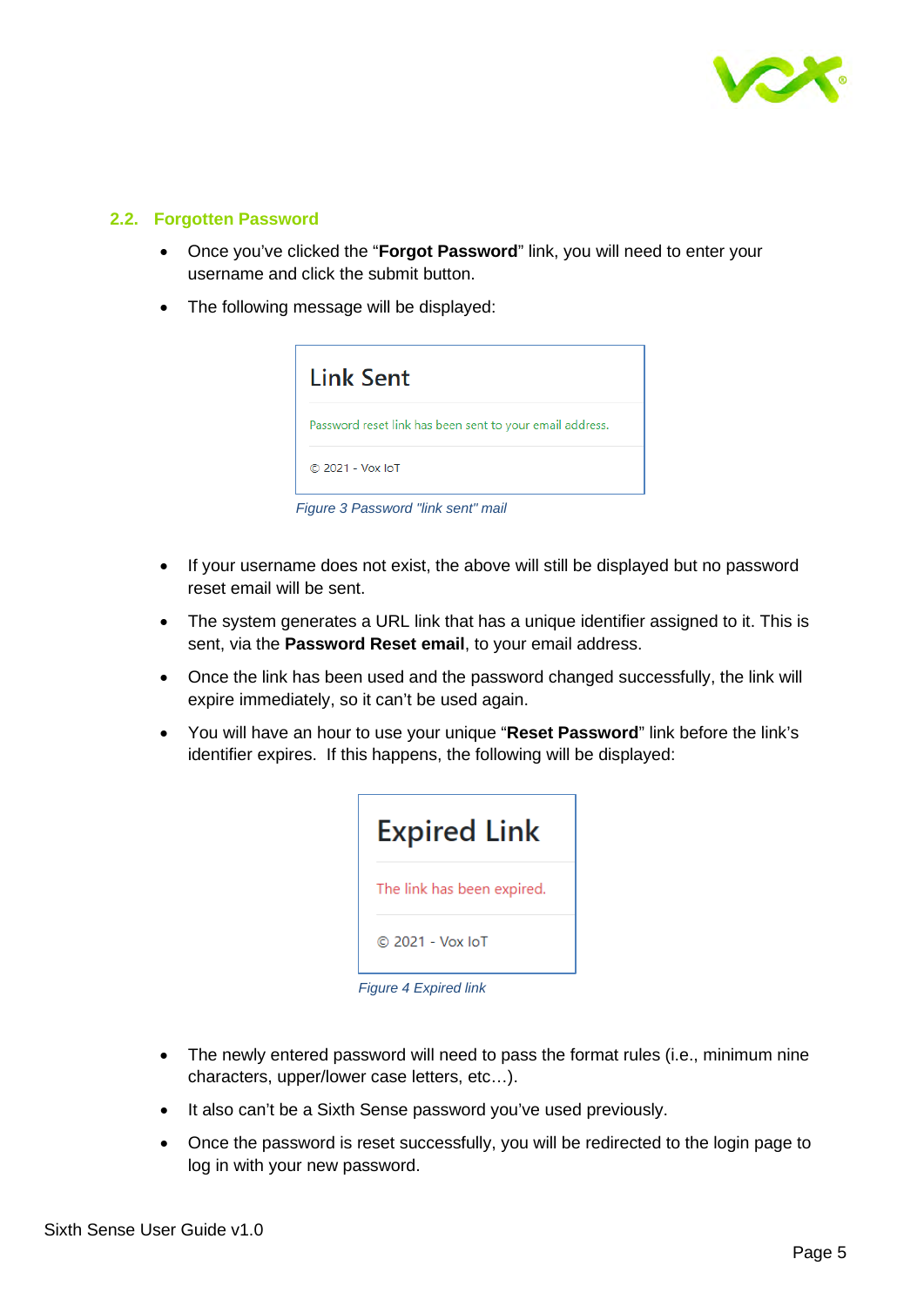## 2.2. Forgotten Password

- Once you've clicked the "**Forgot Password**" link, you will need to enter your username and click the submit button.
- The following message will be displayed:

Link Sent

Password reset link has been sent to your email address.

© 2021 - Vox IoT

*Figure 3 Password "link sent" mail*

- If your username does not exist, the above will still be displayed but no password reset email will be sent.
- The system generates a URL link that has a unique identifier assigned to it. This is sent, via the **Password Reset email**, to your email address.
- Once the link has been used and the password changed successfully, the link will expire immediately, so it can't be used again.
- You will have an hour to use your unique "**Reset Password**" link before the link's identifier expires. If this happens, the following will be displayed:

Expired Link

The link has been expired.

© 2021 - Vox IoT

*Figure 4 Expired link*

- The newly entered password will need to pass the format rules (i.e., minimum nine characters, upper/lower case letters, etc…).
- It also can't be a Sixth Sense password you've used previously.
- Once the password is reset successfully, you will be redirected to the login page to log in with your new password.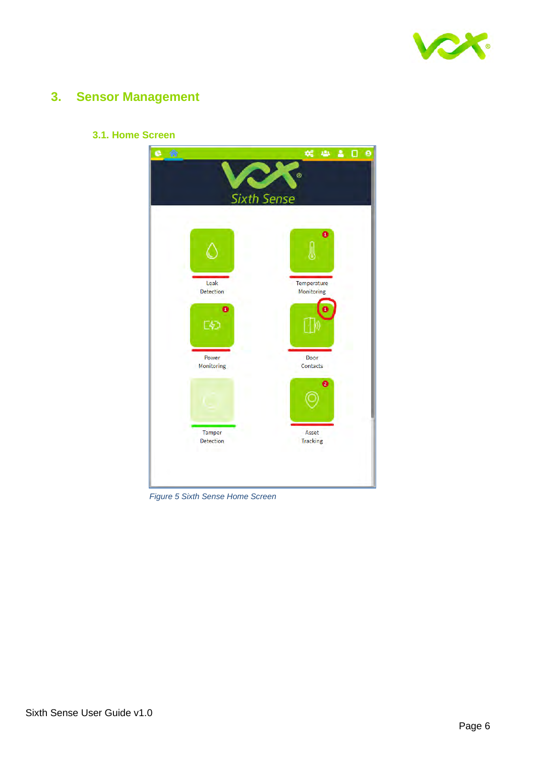# 3. Sensor Management

## 3.1. Home Screen

*Figure 5 Sixth Sense Home Screen*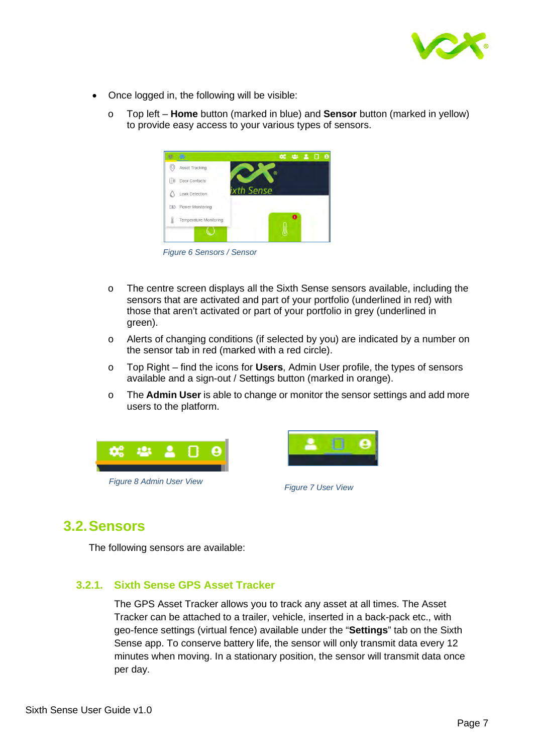- Once logged in, the following will be visible:
  - Top left – **Home** button (marked in blue) and **Sensor** button (marked in yellow) to provide easy access to your various types of sensors.

*Figure 6 Sensors / Sensor*

  - The centre screen displays all the Sixth Sense sensors available, including the sensors that are activated and part of your portfolio (underlined in red) with those that aren't activated or part of your portfolio in grey (underlined in green).
  - Alerts of changing conditions (if selected by you) are indicated by a number on the sensor tab in red (marked with a red circle).
  - Top Right – find the icons for **Users**, Admin User profile, the types of sensors available and a sign-out / Settings button (marked in orange).
  - The **Admin User** is able to change or monitor the sensor settings and add more users to the platform.

*Figure 8 Admin User View*

*Figure 7 User View*

## 3.2. Sensors

The following sensors are available:

### 3.2.1. Sixth Sense GPS Asset Tracker

The GPS Asset Tracker allows you to track any asset at all times. The Asset Tracker can be attached to a trailer, vehicle, inserted in a back-pack etc., with geo-fence settings (virtual fence) available under the "**Settings**" tab on the Sixth Sense app. To conserve battery life, the sensor will only transmit data every 12 minutes when moving. In a stationary position, the sensor will transmit data once per day.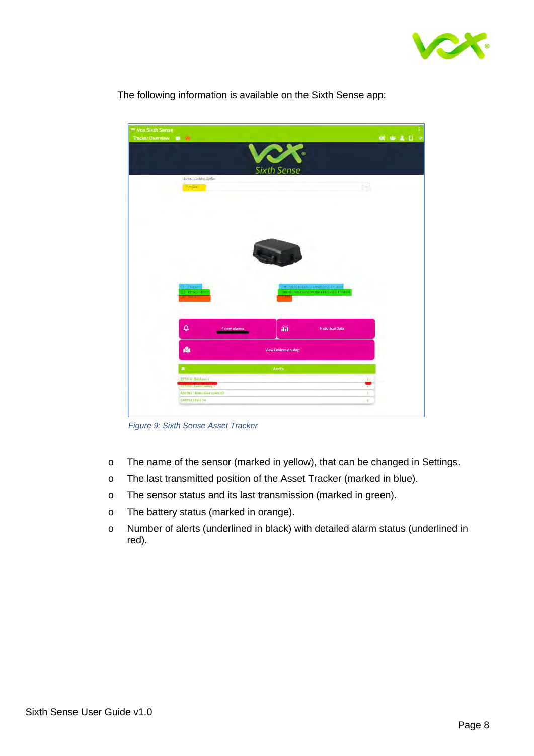The following information is available on the Sixth Sense app:

*Figure 9: Sixth Sense Asset Tracker*

- The name of the sensor (marked in yellow), that can be changed in Settings.
- The last transmitted position of the Asset Tracker (marked in blue).
- The sensor status and its last transmission (marked in green).
- The battery status (marked in orange).
- Number of alerts (underlined in black) with detailed alarm status (underlined in red).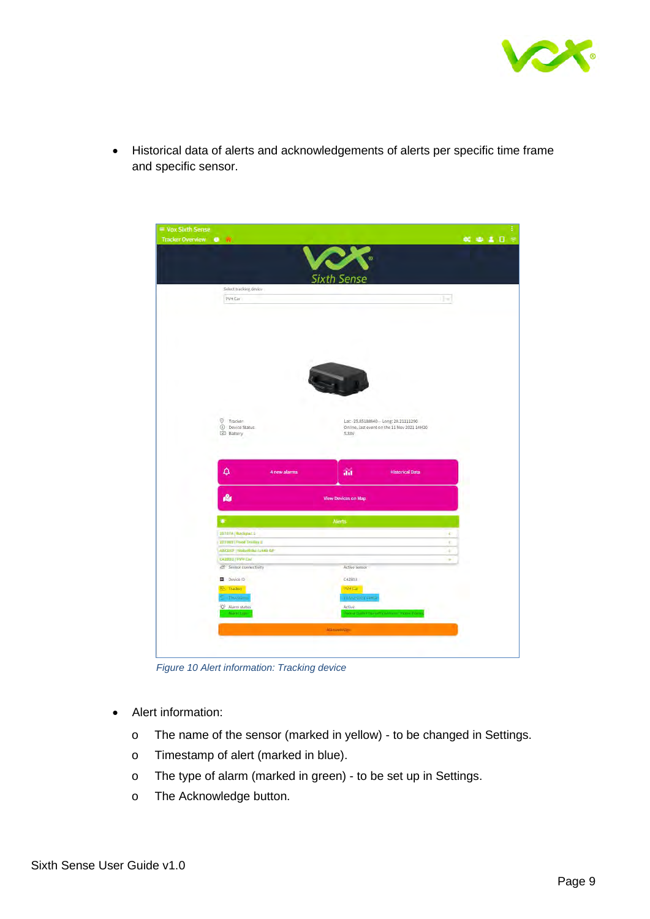- Historical data of alerts and acknowledgements of alerts per specific time frame and specific sensor.

*Figure 10 Alert information: Tracking device*

- Alert information:
  - The name of the sensor (marked in yellow) - to be changed in Settings.
  - Timestamp of alert (marked in blue).
  - The type of alarm (marked in green) - to be set up in Settings.
  - The Acknowledge button.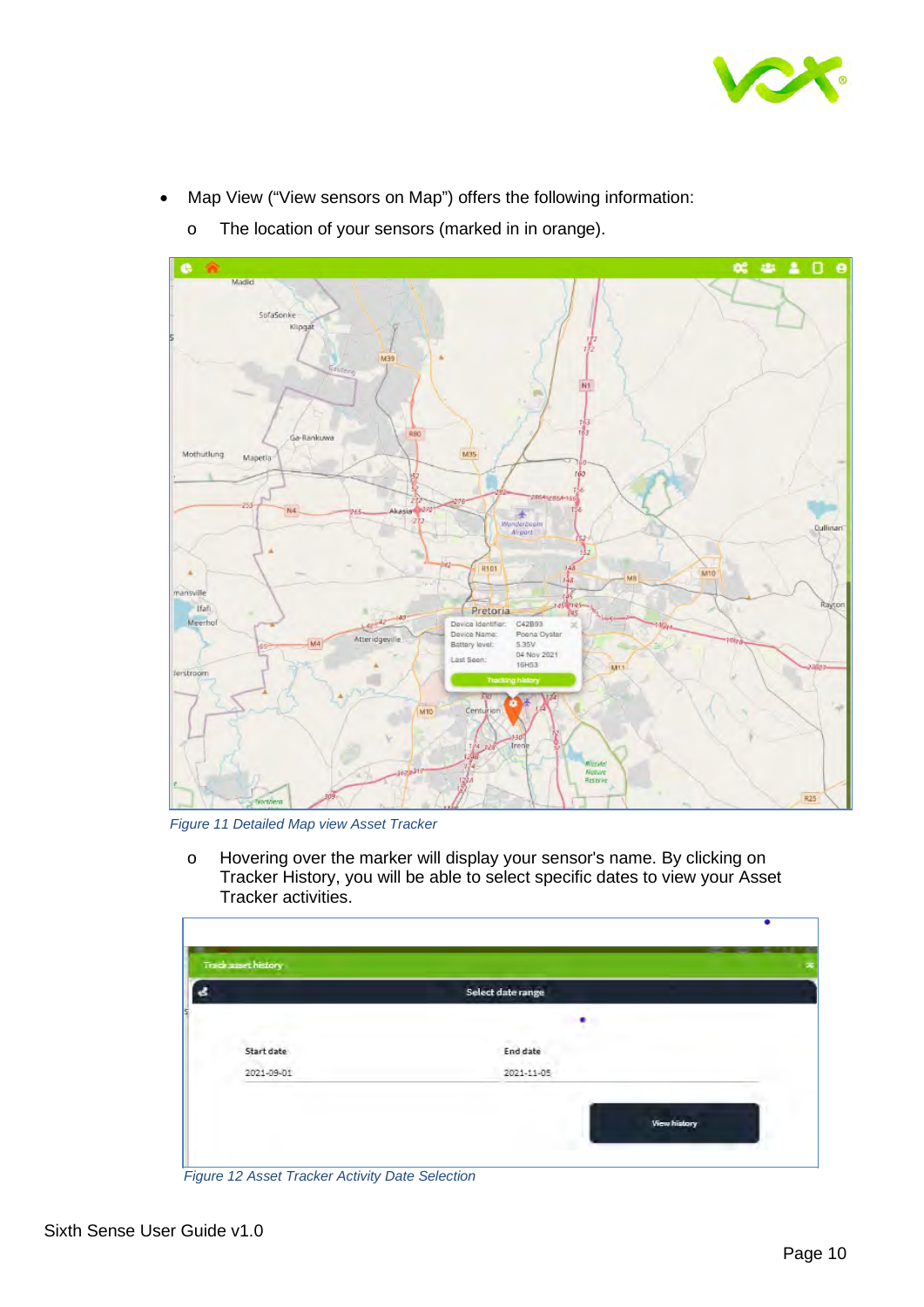- Map View ("View sensors on Map") offers the following information:
  - The location of your sensors (marked in in orange).

*Figure 11 Detailed Map view Asset Tracker*

  - Hovering over the marker will display your sensor's name. By clicking on Tracker History, you will be able to select specific dates to view your Asset Tracker activities.

*Figure 12 Asset Tracker Activity Date Selection*

Sixth Sense User Guide v1.0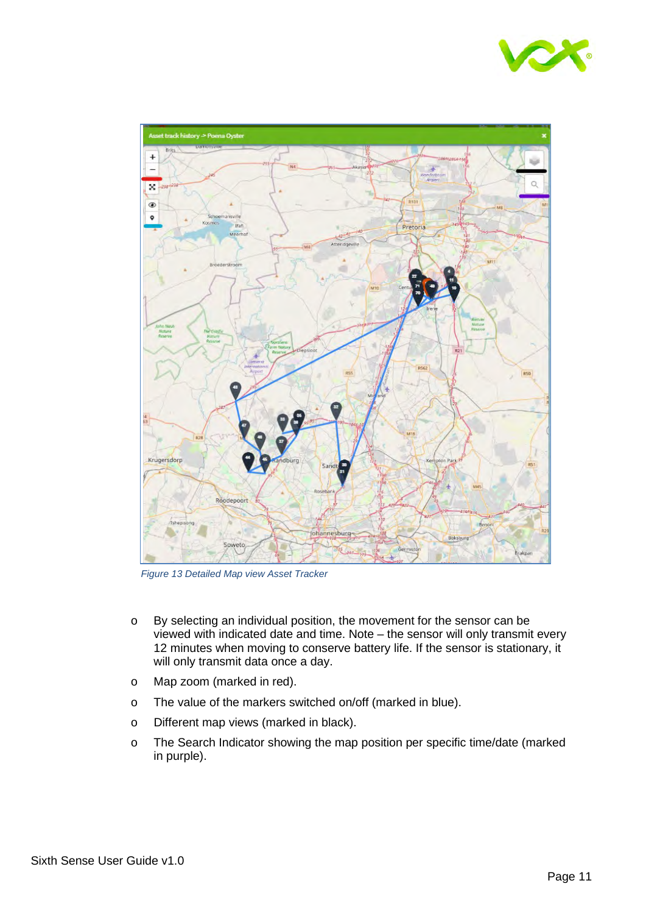*Figure 13 Detailed Map view Asset Tracker*

- By selecting an individual position, the movement for the sensor can be viewed with indicated date and time. Note – the sensor will only transmit every 12 minutes when moving to conserve battery life. If the sensor is stationary, it will only transmit data once a day.
- Map zoom (marked in red).
- The value of the markers switched on/off (marked in blue).
- Different map views (marked in black).
- The Search Indicator showing the map position per specific time/date (marked in purple).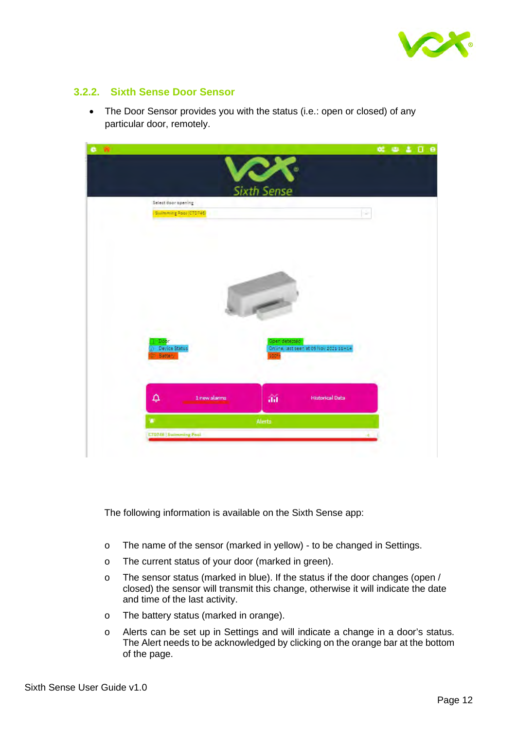### 3.2.2. Sixth Sense Door Sensor

- The Door Sensor provides you with the status (i.e.: open or closed) of any particular door, remotely.

The following information is available on the Sixth Sense app:

- The name of the sensor (marked in yellow) - to be changed in Settings.
- The current status of your door (marked in green).
- The sensor status (marked in blue). If the status if the door changes (open / closed) the sensor will transmit this change, otherwise it will indicate the date and time of the last activity.
- The battery status (marked in orange).
- Alerts can be set up in Settings and will indicate a change in a door's status. The Alert needs to be acknowledged by clicking on the orange bar at the bottom of the page.

Sixth Sense User Guide v1.0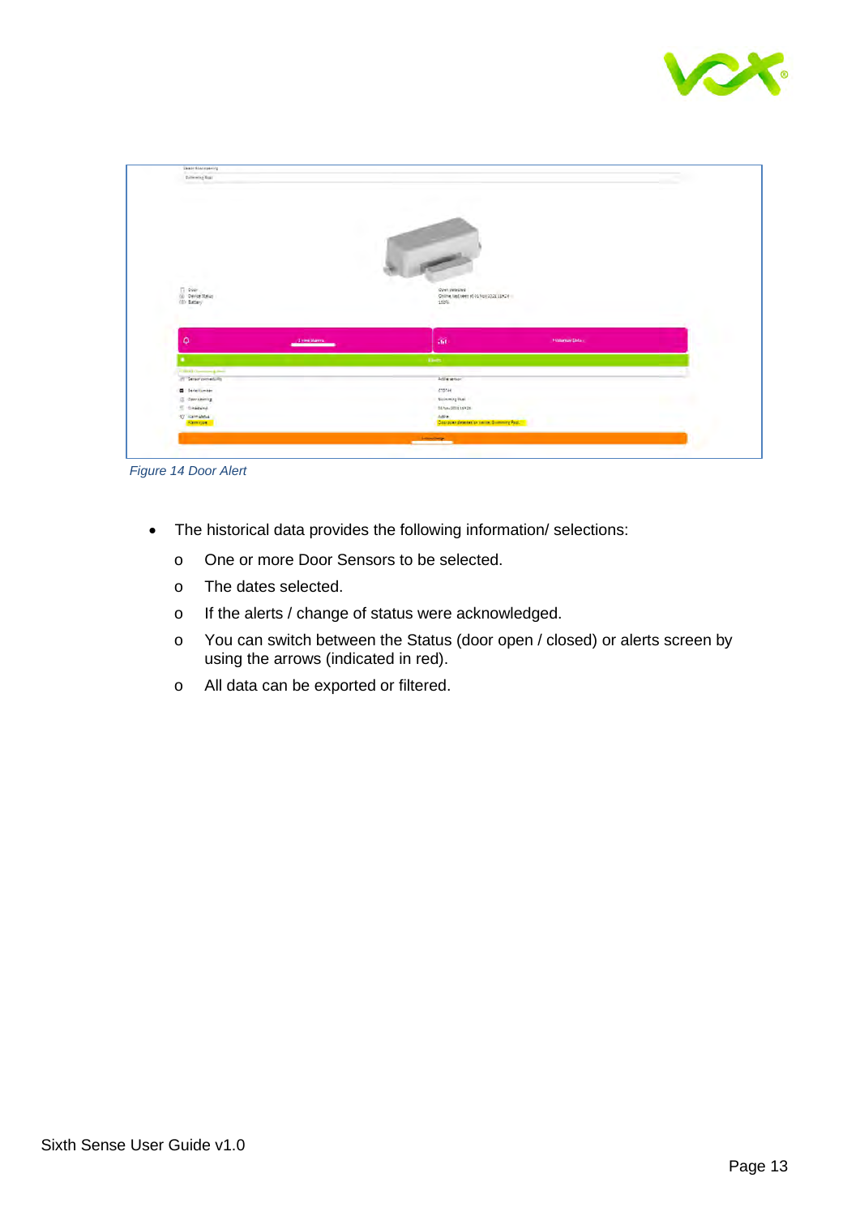Figure 14 Door Alert

- The historical data provides the following information/ selections:
  - One or more Door Sensors to be selected.
  - The dates selected.
  - If the alerts / change of status were acknowledged.
  - You can switch between the Status (door open / closed) or alerts screen by using the arrows (indicated in red).
  - All data can be exported or filtered.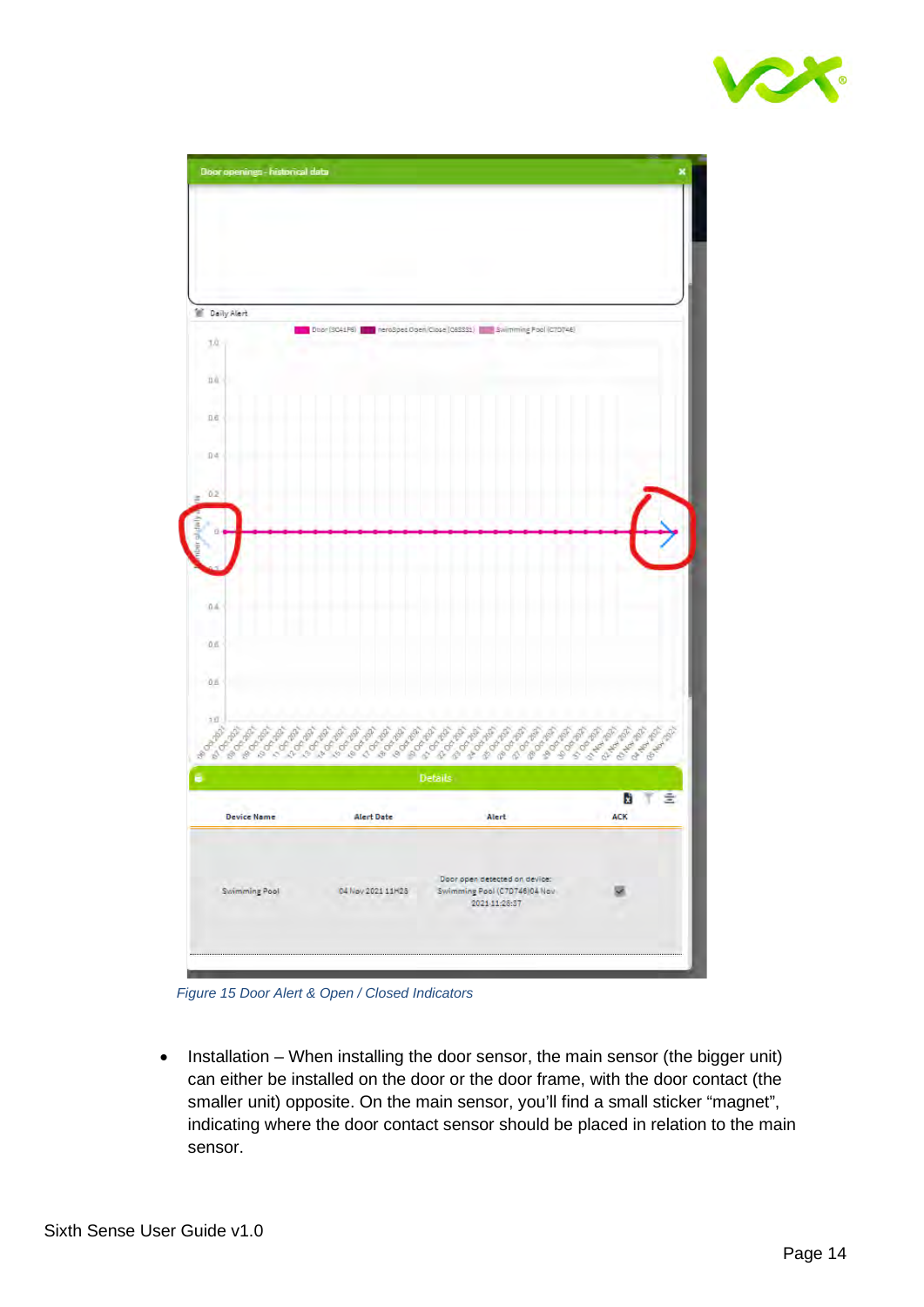Figure 15 Door Alert & Open / Closed Indicators

- Installation – When installing the door sensor, the main sensor (the bigger unit) can either be installed on the door or the door frame, with the door contact (the smaller unit) opposite. On the main sensor, you'll find a small sticker "magnet", indicating where the door contact sensor should be placed in relation to the main sensor.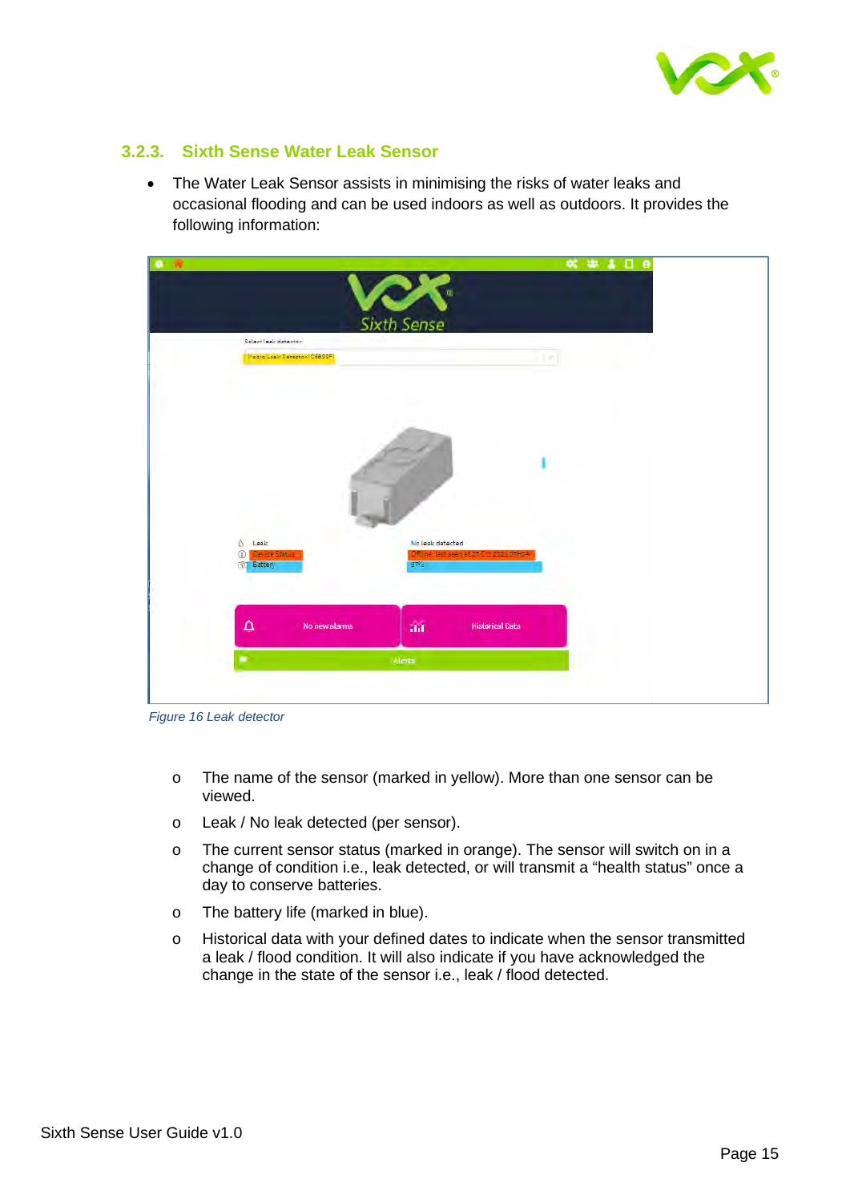### 3.2.3. Sixth Sense Water Leak Sensor

- The Water Leak Sensor assists in minimising the risks of water leaks and occasional flooding and can be used indoors as well as outdoors. It provides the following information:

*Figure 16 Leak detector*

  - The name of the sensor (marked in yellow). More than one sensor can be viewed.
  - Leak / No leak detected (per sensor).
  - The current sensor status (marked in orange). The sensor will switch on in a change of condition i.e., leak detected, or will transmit a "health status" once a day to conserve batteries.
  - The battery life (marked in blue).
  - Historical data with your defined dates to indicate when the sensor transmitted a leak / flood condition. It will also indicate if you have acknowledged the change in the state of the sensor i.e., leak / flood detected.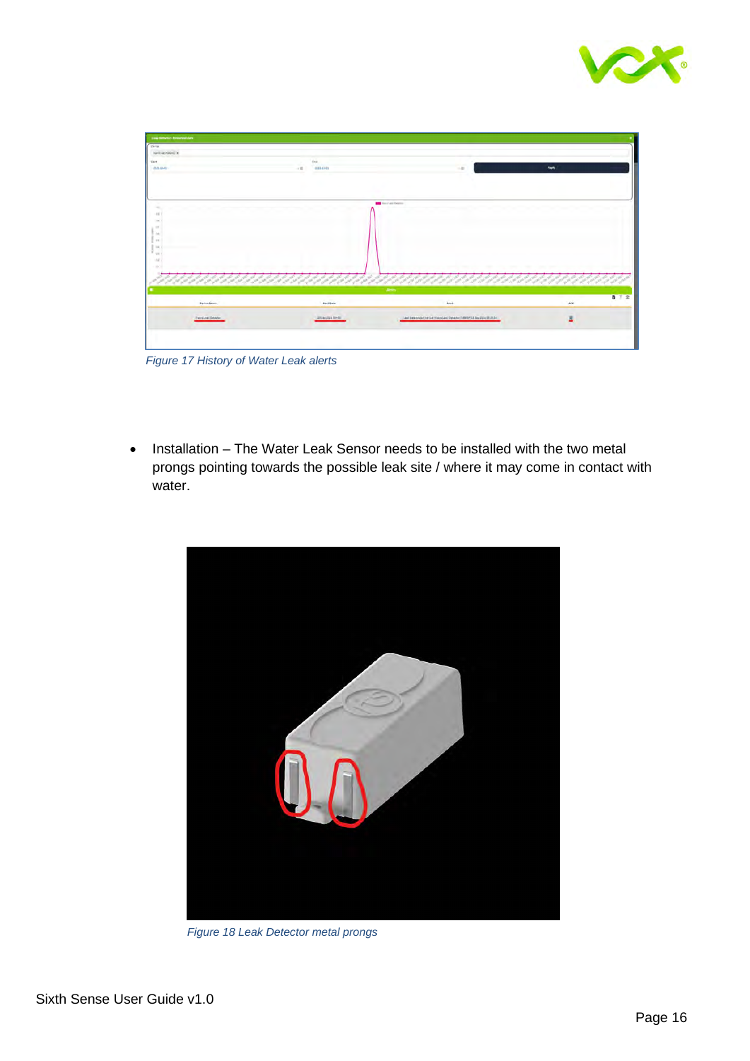*Figure 17 History of Water Leak alerts*

- Installation – The Water Leak Sensor needs to be installed with the two metal prongs pointing towards the possible leak site / where it may come in contact with water.

*Figure 18 Leak Detector metal prongs*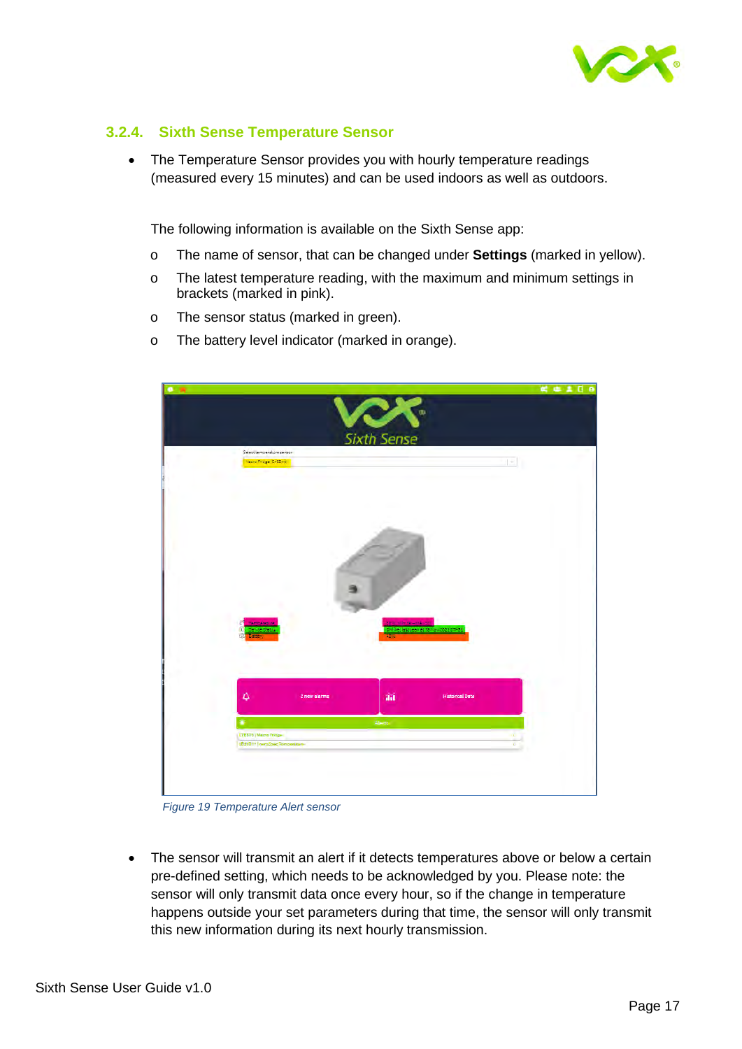### 3.2.4. Sixth Sense Temperature Sensor

- The Temperature Sensor provides you with hourly temperature readings (measured every 15 minutes) and can be used indoors as well as outdoors.

  The following information is available on the Sixth Sense app:

  - The name of sensor, that can be changed under **Settings** (marked in yellow).
  - The latest temperature reading, with the maximum and minimum settings in brackets (marked in pink).
  - The sensor status (marked in green).
  - The battery level indicator (marked in orange).

*Figure 19 Temperature Alert sensor*

- The sensor will transmit an alert if it detects temperatures above or below a certain pre-defined setting, which needs to be acknowledged by you. Please note: the sensor will only transmit data once every hour, so if the change in temperature happens outside your set parameters during that time, the sensor will only transmit this new information during its next hourly transmission.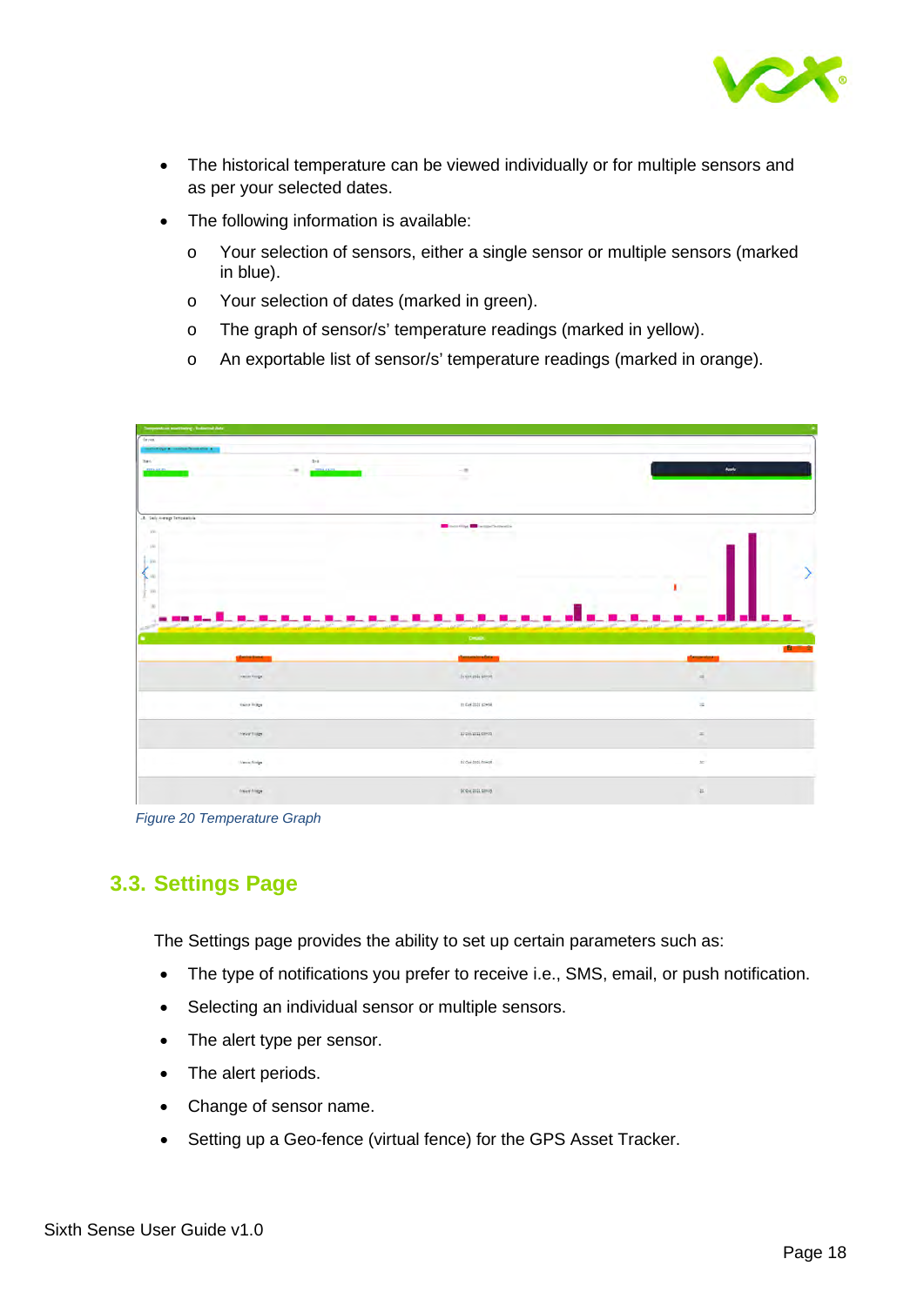- The historical temperature can be viewed individually or for multiple sensors and as per your selected dates.
- The following information is available:
  - Your selection of sensors, either a single sensor or multiple sensors (marked in blue).
  - Your selection of dates (marked in green).
  - The graph of sensor/s' temperature readings (marked in yellow).
  - An exportable list of sensor/s' temperature readings (marked in orange).

*Figure 20 Temperature Graph*

## 3.3. Settings Page

The Settings page provides the ability to set up certain parameters such as:

- The type of notifications you prefer to receive i.e., SMS, email, or push notification.
- Selecting an individual sensor or multiple sensors.
- The alert type per sensor.
- The alert periods.
- Change of sensor name.
- Setting up a Geo-fence (virtual fence) for the GPS Asset Tracker.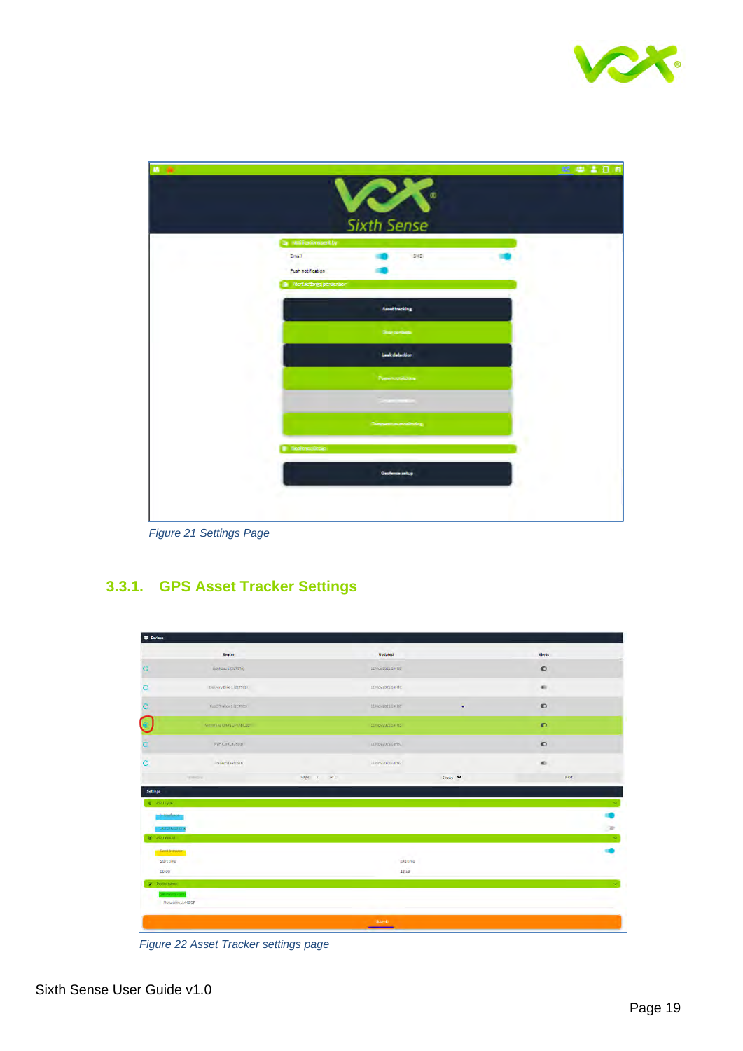Figure 21 Settings Page

### 3.3.1. GPS Asset Tracker Settings

Figure 22 Asset Tracker settings page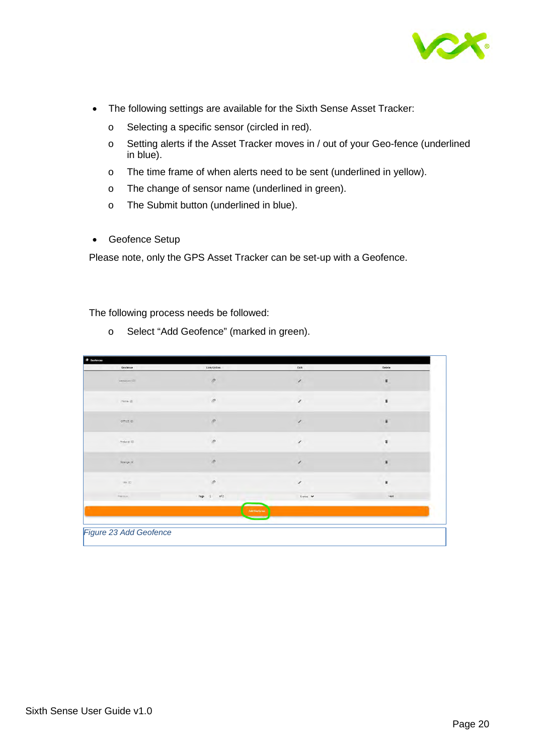- The following settings are available for the Sixth Sense Asset Tracker:
  - Selecting a specific sensor (circled in red).
  - Setting alerts if the Asset Tracker moves in / out of your Geo-fence (underlined in blue).
  - The time frame of when alerts need to be sent (underlined in yellow).
  - The change of sensor name (underlined in green).
  - The Submit button (underlined in blue).

- Geofence Setup

Please note, only the GPS Asset Tracker can be set-up with a Geofence.

The following process needs be followed:

- Select “Add Geofence” (marked in green).

*Figure 23 Add Geofence*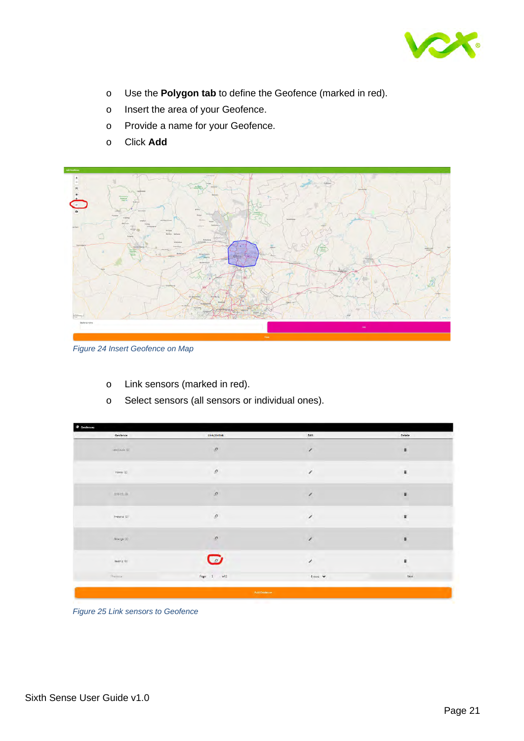- Use the **Polygon tab** to define the Geofence (marked in red).
- Insert the area of your Geofence.
- Provide a name for your Geofence.
- Click **Add**

*Figure 24 Insert Geofence on Map*

- Link sensors (marked in red).
- Select sensors (all sensors or individual ones).

*Figure 25 Link sensors to Geofence*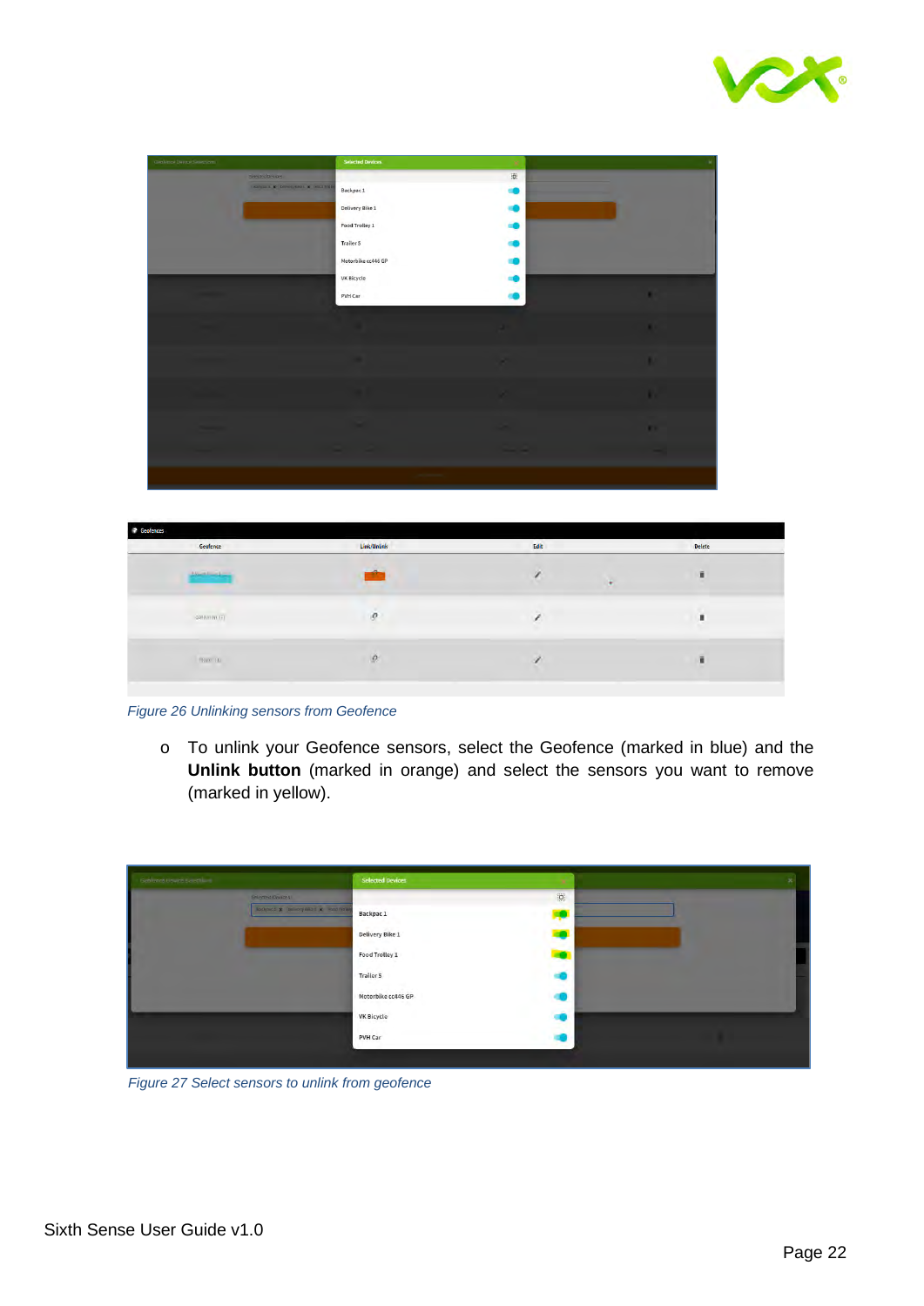Figure 26 Unlinking sensors from Geofence

- To unlink your Geofence sensors, select the Geofence (marked in blue) and the **Unlink button** (marked in orange) and select the sensors you want to remove (marked in yellow).

Figure 27 Select sensors to unlink from geofence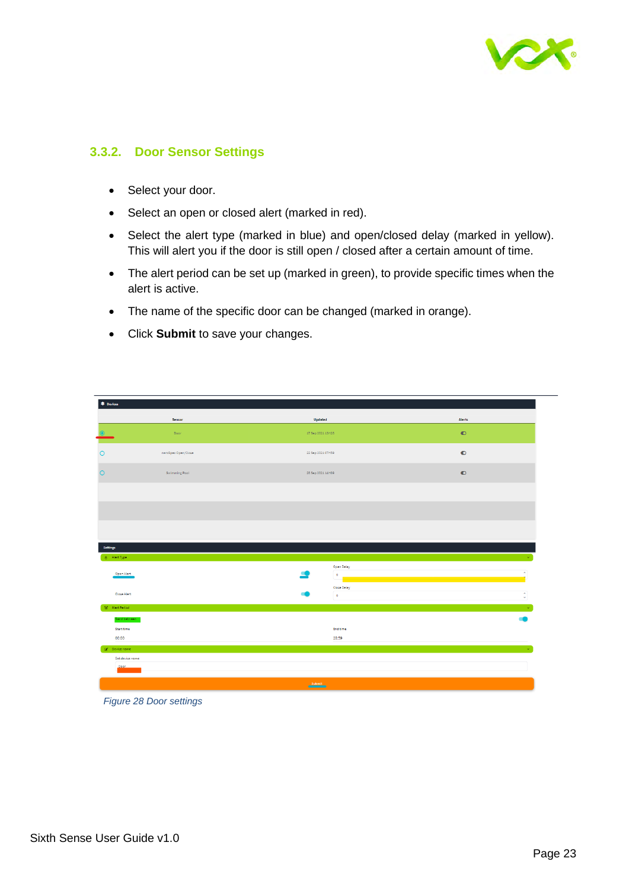### 3.3.2. Door Sensor Settings

- Select your door.
- Select an open or closed alert (marked in red).
- Select the alert type (marked in blue) and open/closed delay (marked in yellow). This will alert you if the door is still open / closed after a certain amount of time.
- The alert period can be set up (marked in green), to provide specific times when the alert is active.
- The name of the specific door can be changed (marked in orange).
- Click **Submit** to save your changes.

*Figure 28 Door settings*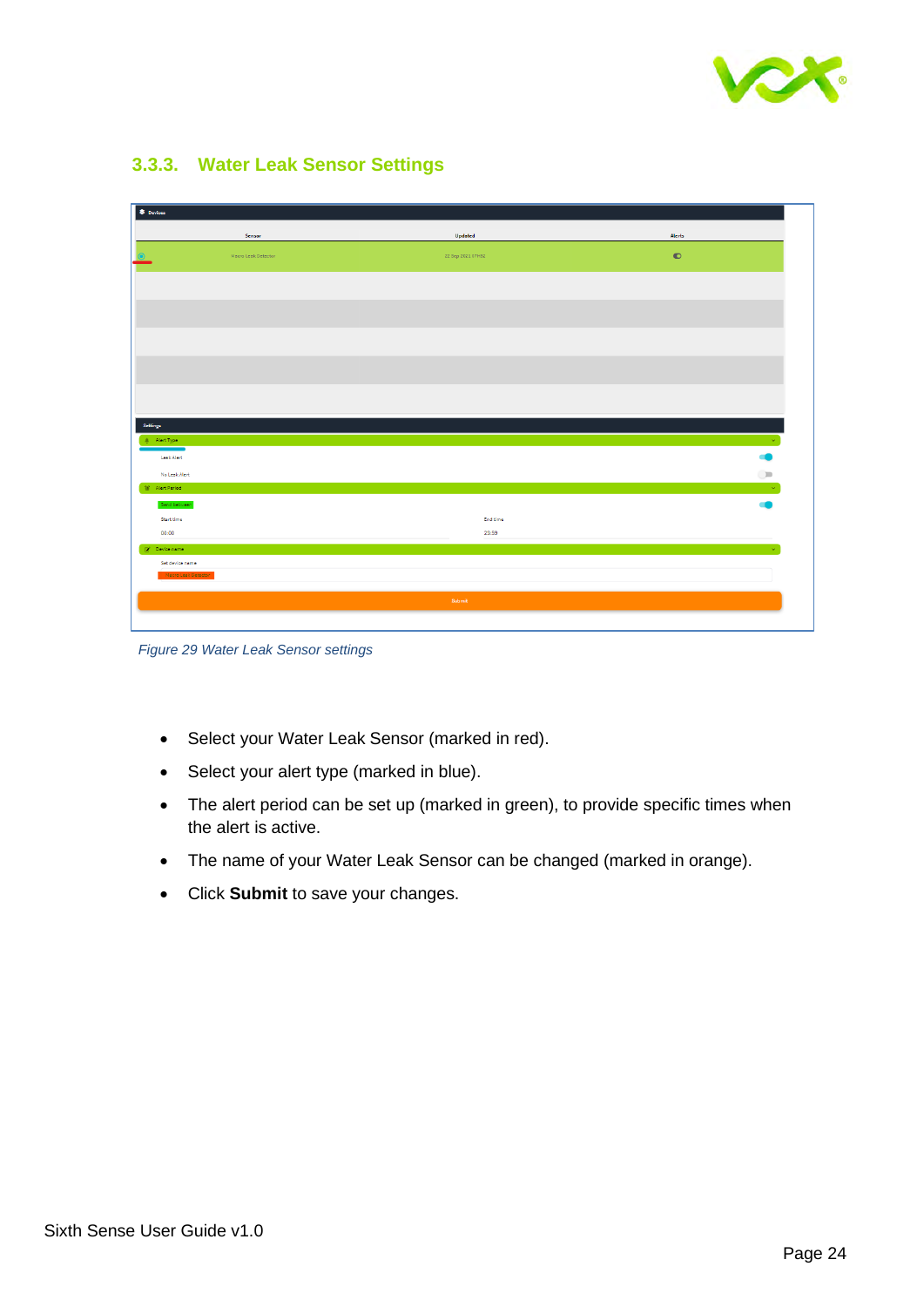### 3.3.3. Water Leak Sensor Settings

*Figure 29 Water Leak Sensor settings*

- Select your Water Leak Sensor (marked in red).
- Select your alert type (marked in blue).
- The alert period can be set up (marked in green), to provide specific times when the alert is active.
- The name of your Water Leak Sensor can be changed (marked in orange).
- Click **Submit** to save your changes.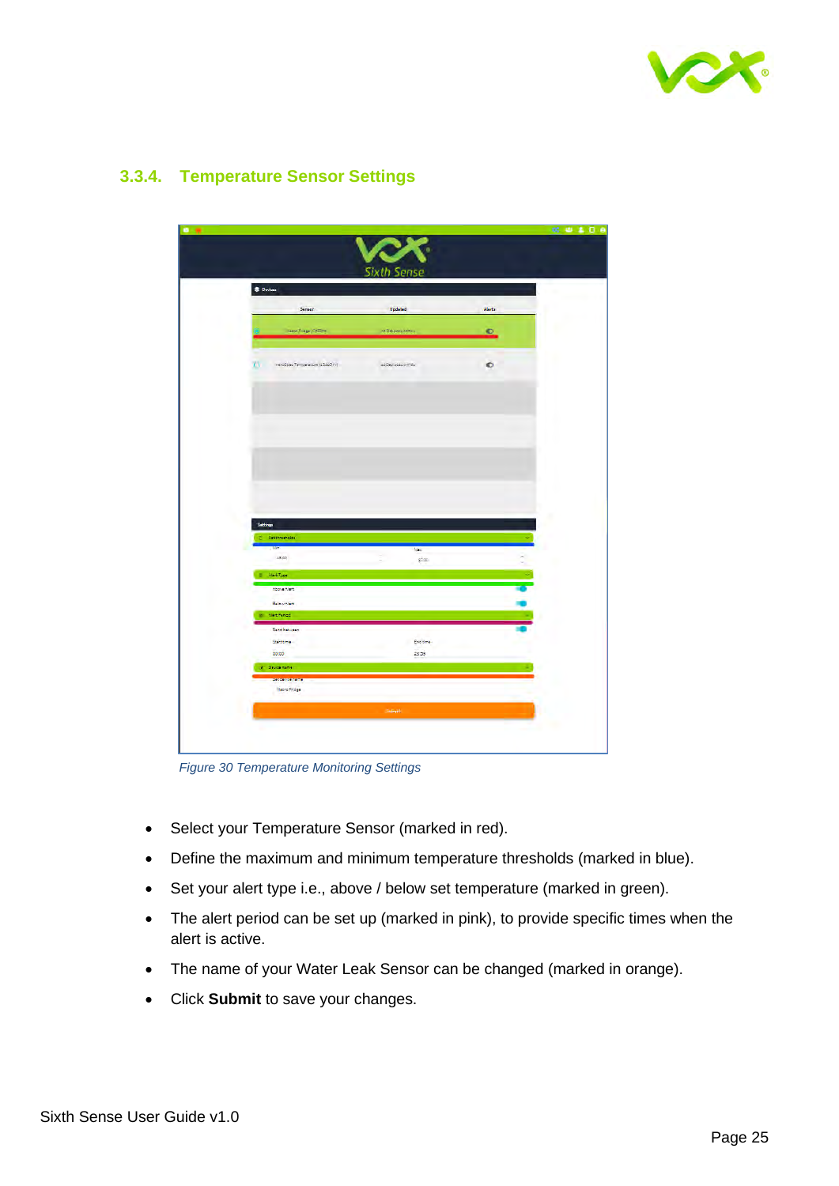### 3.3.4. Temperature Sensor Settings

*Figure 30 Temperature Monitoring Settings*

- Select your Temperature Sensor (marked in red).
- Define the maximum and minimum temperature thresholds (marked in blue).
- Set your alert type i.e., above / below set temperature (marked in green).
- The alert period can be set up (marked in pink), to provide specific times when the alert is active.
- The name of your Water Leak Sensor can be changed (marked in orange).
- Click **Submit** to save your changes.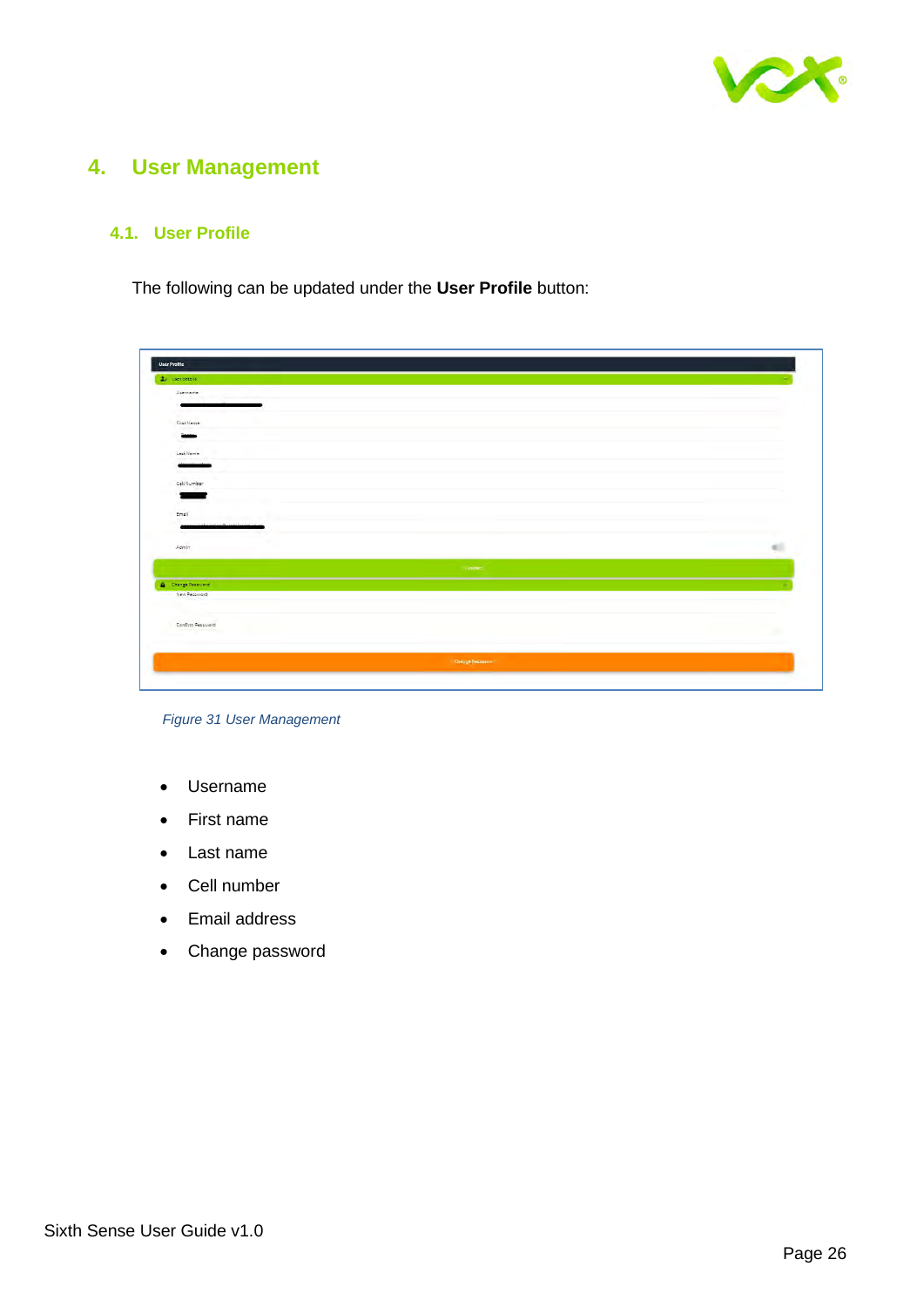# 4. User Management

## 4.1. User Profile

The following can be updated under the **User Profile** button:

*Figure 31 User Management*

- Username
- First name
- Last name
- Cell number
- Email address
- Change password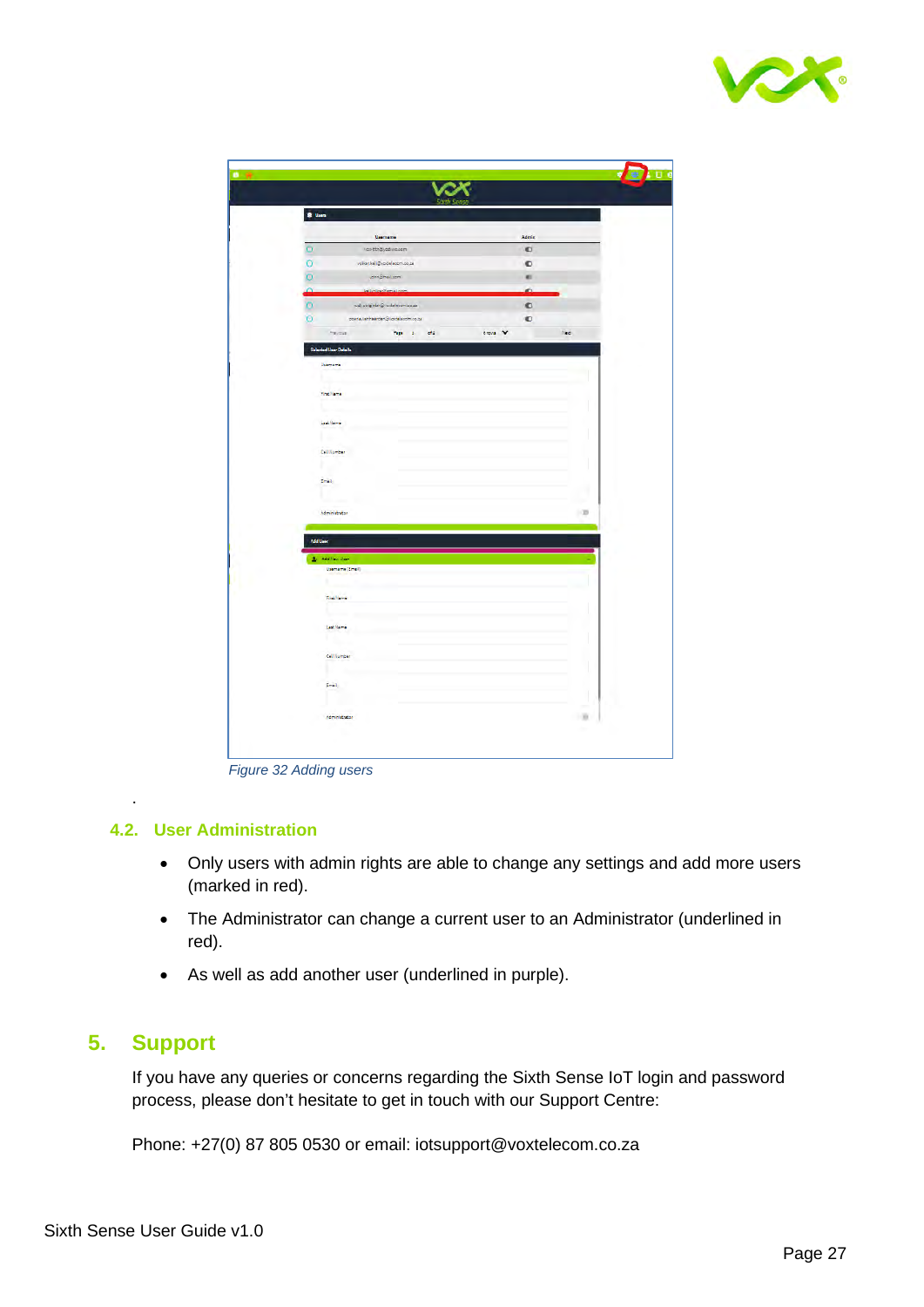Figure 32 Adding users

.

## 4.2. User Administration

- Only users with admin rights are able to change any settings and add more users (marked in red).
- The Administrator can change a current user to an Administrator (underlined in red).
- As well as add another user (underlined in purple).

# 5. Support

If you have any queries or concerns regarding the Sixth Sense IoT login and password process, please don't hesitate to get in touch with our Support Centre:

Phone: +27(0) 87 805 0530 or email: iotsupport@voxtelecom.co.za